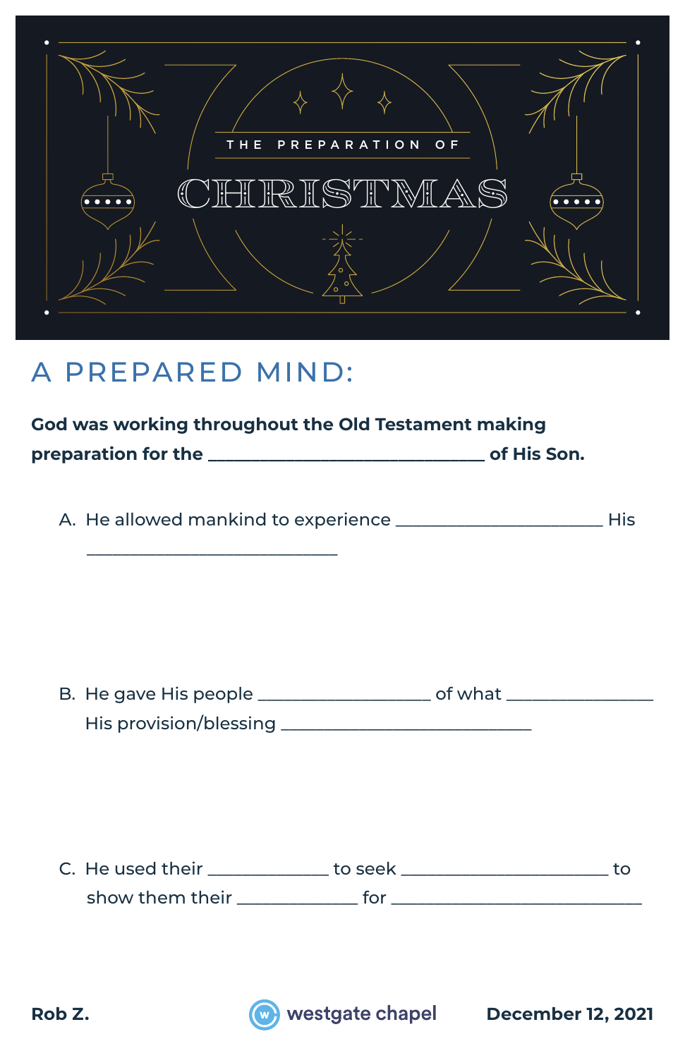# THE PREPARATION OF CHRISTMAS

## A PREPARED MIND:

**God was working throughout the Old Testament making preparation for the ______________________________ of His Son.**

A. He allowed mankind to experience ______________________ His ___________________________

B. He gave His people __________________ of what ________________ His provision/blessing ___________________________

C. He used their _____________ to seek ______________________ to show them their _____________ for ___________________________

Rob Z. — westgate chapel — December 12, 2021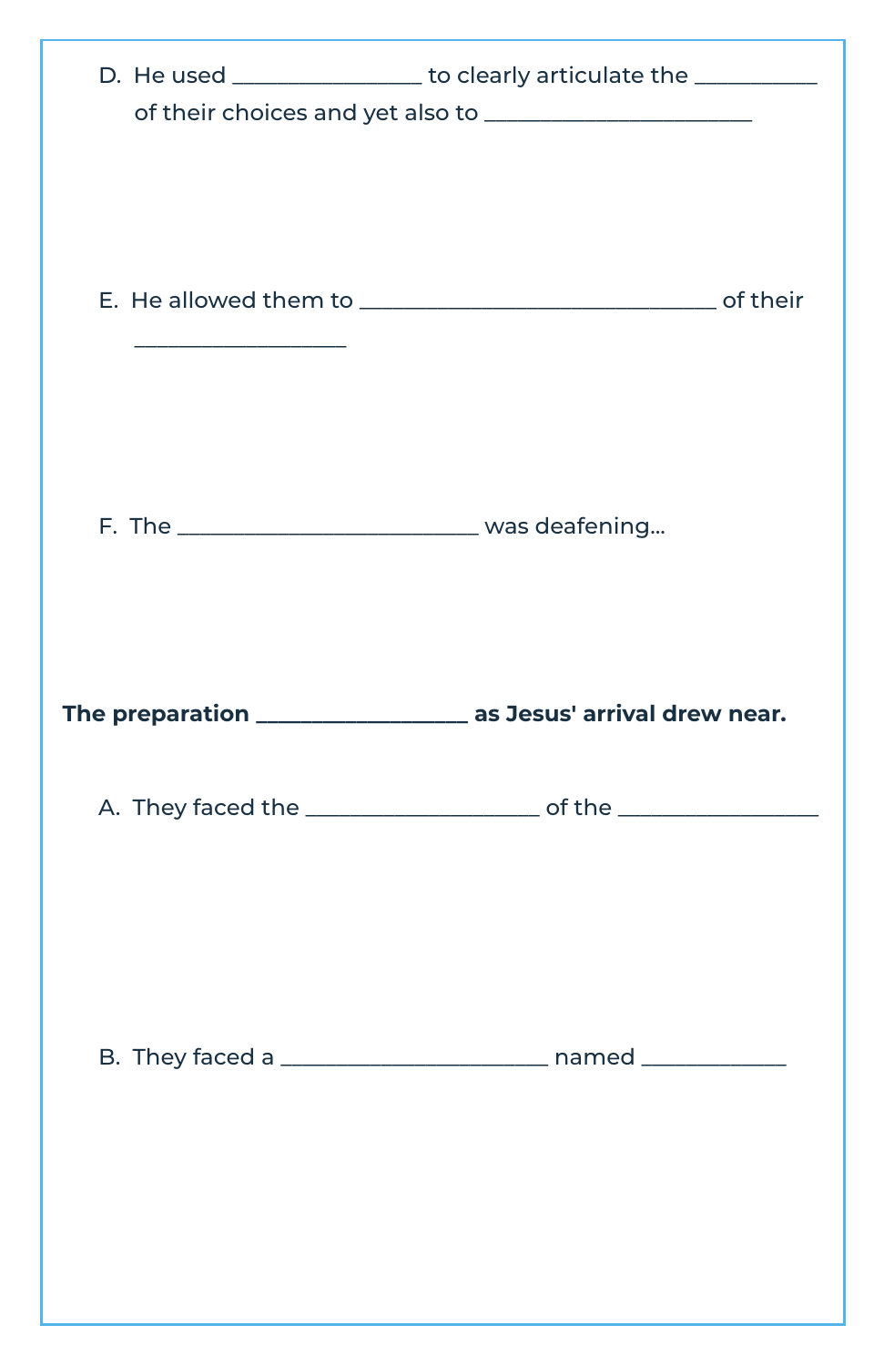D. He used ________________ to clearly articulate the __________ of their choices and yet also to _______________________

E. He allowed them to ______________________________ of their __________________

F. The _________________________ was deafening...

**The preparation __________________ as Jesus' arrival drew near.**

A. They faced the ____________________ of the _________________

B. They faced a _______________________ named ____________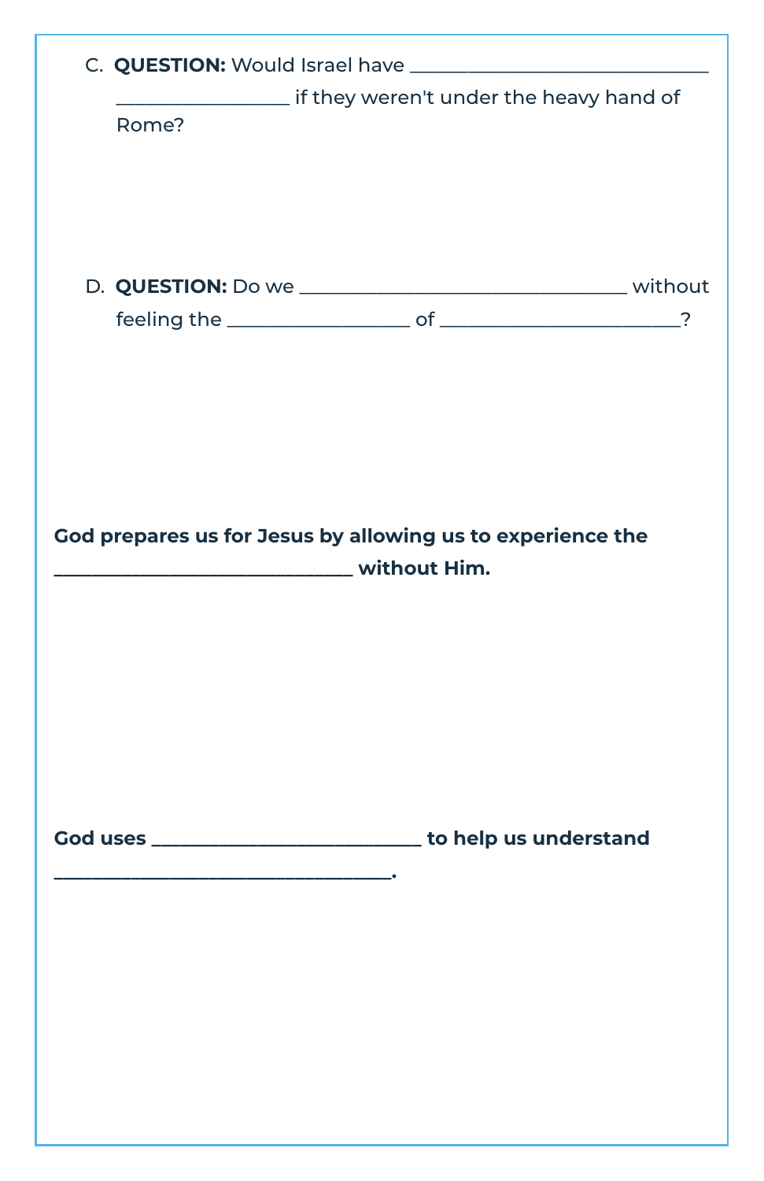C. **QUESTION:** Would Israel have ______________________________ ________________ if they weren't under the heavy hand of Rome?

D. **QUESTION:** Do we ________________________________ without feeling the __________________ of ________________________?

**God prepares us for Jesus by allowing us to experience the ______________________________ without Him.**

**God uses ___________________________ to help us understand __________________________________.**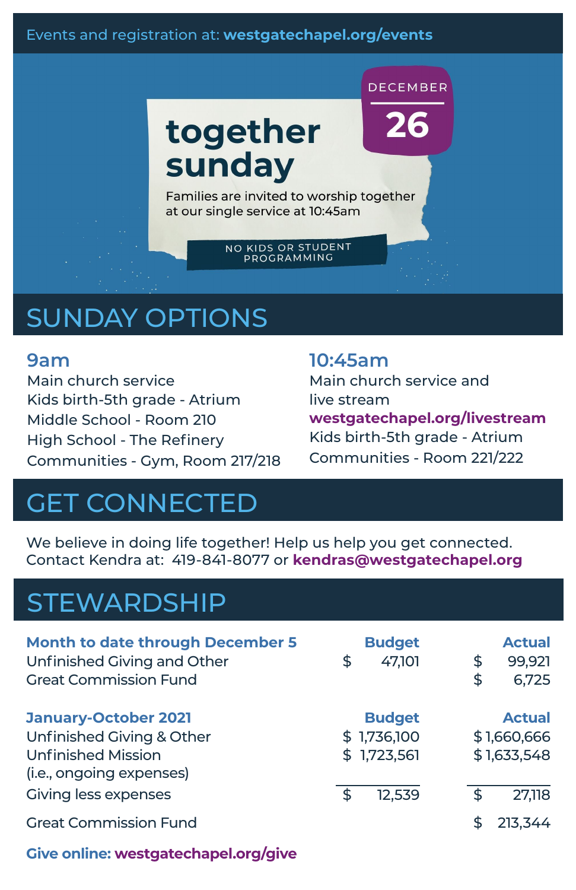Events and registration at: **westgatechapel.org/events**

DECEMBER
**26**

# together sunday

Families are invited to worship together at our single service at 10:45am

NO KIDS OR STUDENT PROGRAMMING

## SUNDAY OPTIONS

### 9am

Main church service
Kids birth-5th grade - Atrium
Middle School - Room 210
High School - The Refinery
Communities - Gym, Room 217/218

### 10:45am

Main church service and live stream
**westgatechapel.org/livestream**
Kids birth-5th grade - Atrium
Communities - Room 221/222

## GET CONNECTED

We believe in doing life together! Help us help you get connected.
Contact Kendra at: 419-841-8077 or **kendras@westgatechapel.org**

## STEWARDSHIP

| **Month to date through December 5** | **Budget** | **Actual** |
|---|---|---|
| Unfinished Giving and Other | $ 47,101 | $ 99,921 |
| Great Commission Fund | | $ 6,725 |

| **January-October 2021** | **Budget** | **Actual** |
|---|---|---|
| Unfinished Giving & Other | $ 1,736,100 | $ 1,660,666 |
| Unfinished Mission (i.e., ongoing expenses) | $ 1,723,561 | $ 1,633,548 |
| Giving less expenses | $ 12,539 | $ 27,118 |
| Great Commission Fund | | $ 213,344 |

**Give online: westgatechapel.org/give**